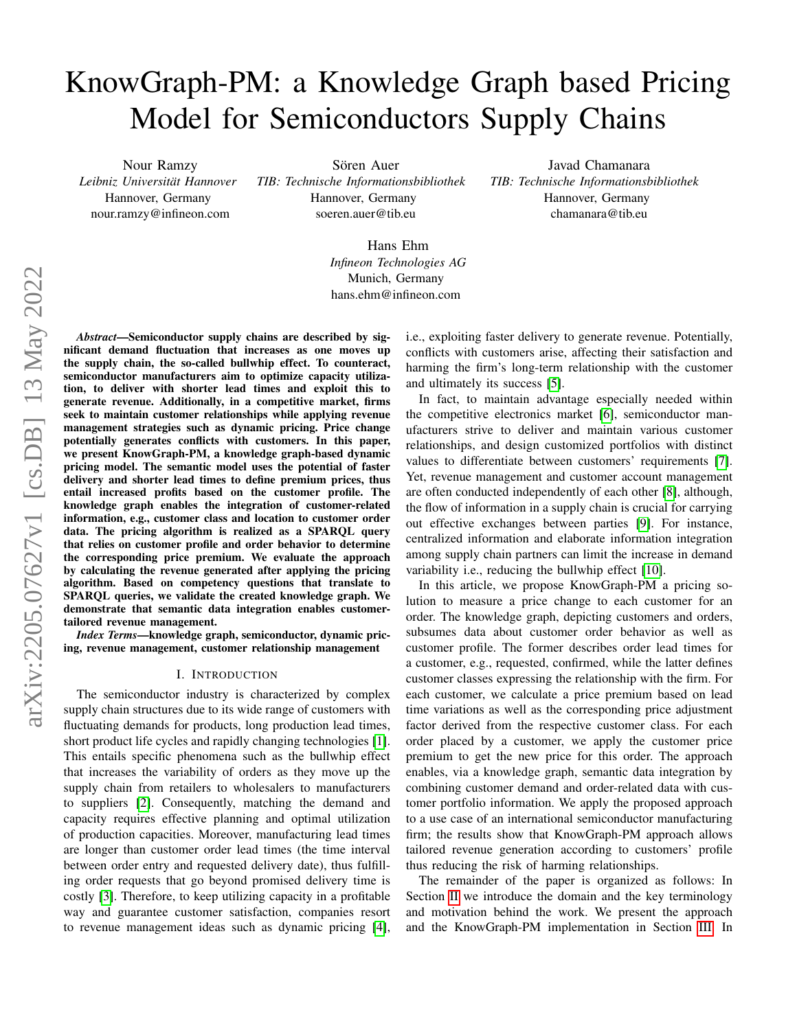# KnowGraph-PM: a Knowledge Graph based Pricing Model for Semiconductors Supply Chains

Nour Ramzy
*Leibniz Universität Hannover*
Hannover, Germany
nour.ramzy@infineon.com

Sören Auer
*TIB: Technische Informationsbibliothek*
Hannover, Germany
soeren.auer@tib.eu

Javad Chamanara
*TIB: Technische Informationsbibliothek*
Hannover, Germany
chamanara@tib.eu

Hans Ehm
*Infineon Technologies AG*
Munich, Germany
hans.ehm@infineon.com

***Abstract*—Semiconductor supply chains are described by significant demand fluctuation that increases as one moves up the supply chain, the so-called bullwhip effect. To counteract, semiconductor manufacturers aim to optimize capacity utilization, to deliver with shorter lead times and exploit this to generate revenue. Additionally, in a competitive market, firms seek to maintain customer relationships while applying revenue management strategies such as dynamic pricing. Price change potentially generates conflicts with customers. In this paper, we present KnowGraph-PM, a knowledge graph-based dynamic pricing model. The semantic model uses the potential of faster delivery and shorter lead times to define premium prices, thus entail increased profits based on the customer profile. The knowledge graph enables the integration of customer-related information, e.g., customer class and location to customer order data. The pricing algorithm is realized as a SPARQL query that relies on customer profile and order behavior to determine the corresponding price premium. We evaluate the approach by calculating the revenue generated after applying the pricing algorithm. Based on competency questions that translate to SPARQL queries, we validate the created knowledge graph. We demonstrate that semantic data integration enables customer-tailored revenue management.**

***Index Terms*—knowledge graph, semiconductor, dynamic pricing, revenue management, customer relationship management**

## I. Introduction

The semiconductor industry is characterized by complex supply chain structures due to its wide range of customers with fluctuating demands for products, long production lead times, short product life cycles and rapidly changing technologies [1]. This entails specific phenomena such as the bullwhip effect that increases the variability of orders as they move up the supply chain from retailers to wholesalers to manufacturers to suppliers [2]. Consequently, matching the demand and capacity requires effective planning and optimal utilization of production capacities. Moreover, manufacturing lead times are longer than customer order lead times (the time interval between order entry and requested delivery date), thus fulfilling order requests that go beyond promised delivery time is costly [3]. Therefore, to keep utilizing capacity in a profitable way and guarantee customer satisfaction, companies resort to revenue management ideas such as dynamic pricing [4], i.e., exploiting faster delivery to generate revenue. Potentially, conflicts with customers arise, affecting their satisfaction and harming the firm's long-term relationship with the customer and ultimately its success [5].

In fact, to maintain advantage especially needed within the competitive electronics market [6], semiconductor manufacturers strive to deliver and maintain various customer relationships, and design customized portfolios with distinct values to differentiate between customers' requirements [7]. Yet, revenue management and customer account management are often conducted independently of each other [8], although, the flow of information in a supply chain is crucial for carrying out effective exchanges between parties [9]. For instance, centralized information and elaborate information integration among supply chain partners can limit the increase in demand variability i.e., reducing the bullwhip effect [10].

In this article, we propose KnowGraph-PM a pricing solution to measure a price change to each customer for an order. The knowledge graph, depicting customers and orders, subsumes data about customer order behavior as well as customer profile. The former describes order lead times for a customer, e.g., requested, confirmed, while the latter defines customer classes expressing the relationship with the firm. For each customer, we calculate a price premium based on lead time variations as well as the corresponding price adjustment factor derived from the respective customer class. For each order placed by a customer, we apply the customer price premium to get the new price for this order. The approach enables, via a knowledge graph, semantic data integration by combining customer demand and order-related data with customer portfolio information. We apply the proposed approach to a use case of an international semiconductor manufacturing firm; the results show that KnowGraph-PM approach allows tailored revenue generation according to customers' profile thus reducing the risk of harming relationships.

The remainder of the paper is organized as follows: In Section II we introduce the domain and the key terminology and motivation behind the work. We present the approach and the KnowGraph-PM implementation in Section III. In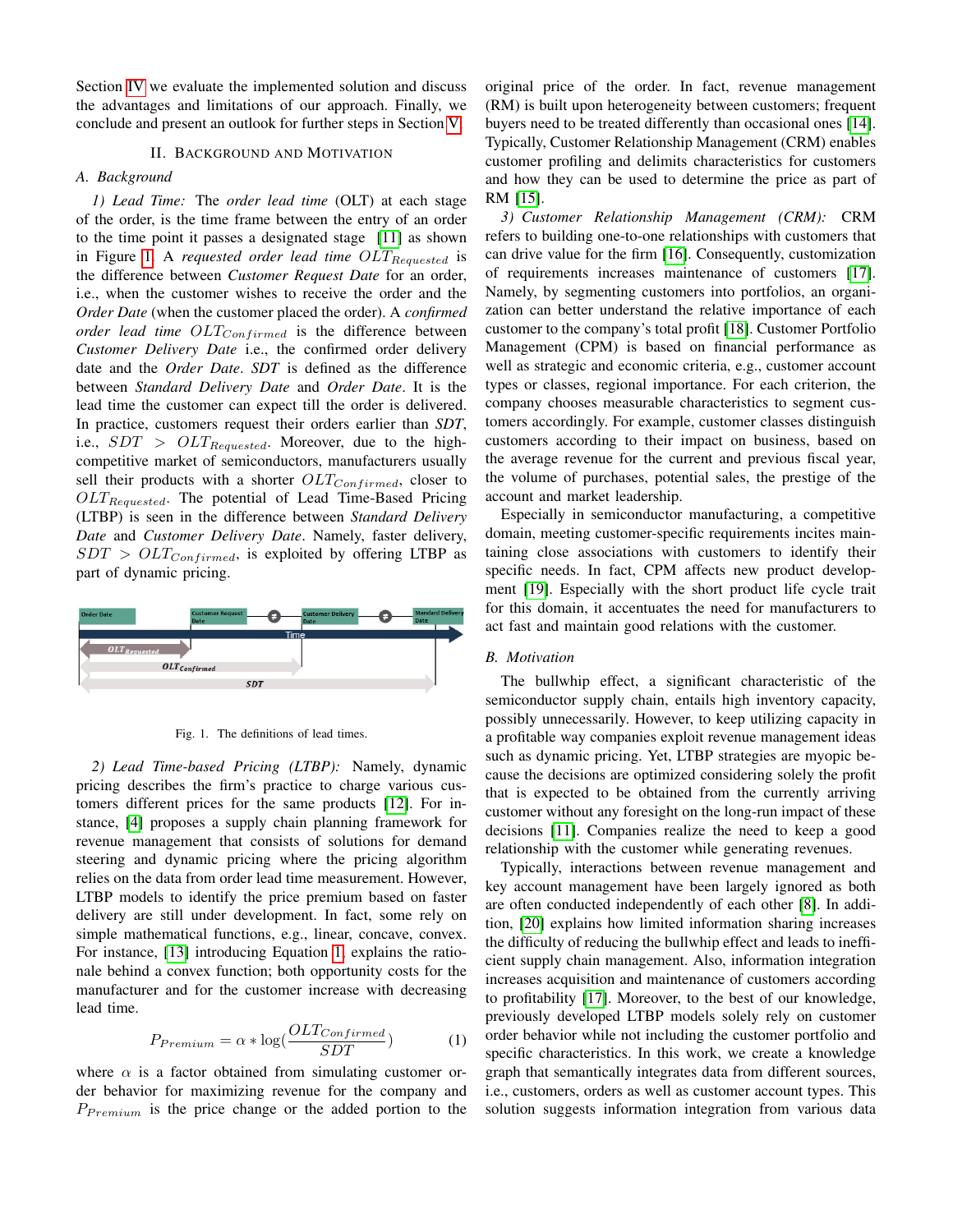Section IV we evaluate the implemented solution and discuss the advantages and limitations of our approach. Finally, we conclude and present an outlook for further steps in Section V.

## II. Background and Motivation

### A. Background

*1) Lead Time:* The *order lead time* (OLT) at each stage of the order, is the time frame between the entry of an order to the time point it passes a designated stage [11] as shown in Figure 1. A *requested order lead time* $OLT_{Requested}$ is the difference between *Customer Request Date* for an order, i.e., when the customer wishes to receive the order and the *Order Date* (when the customer placed the order). A *confirmed order lead time* $OLT_{Confirmed}$ is the difference between *Customer Delivery Date* i.e., the confirmed order delivery date and the *Order Date*. *SDT* is defined as the difference between *Standard Delivery Date* and *Order Date*. It is the lead time the customer can expect till the order is delivered. In practice, customers request their orders earlier than *SDT*, i.e., $SDT > OLT_{Requested}$. Moreover, due to the high-competitive market of semiconductors, manufacturers usually sell their products with a shorter $OLT_{Confirmed}$, closer to $OLT_{Requested}$. The potential of Lead Time-Based Pricing (LTBP) is seen in the difference between *Standard Delivery Date* and *Customer Delivery Date*. Namely, faster delivery, $SDT > OLT_{Confirmed}$, is exploited by offering LTBP as part of dynamic pricing.

Fig. 1. The definitions of lead times.

*2) Lead Time-based Pricing (LTBP):* Namely, dynamic pricing describes the firm's practice to charge various customers different prices for the same products [12]. For instance, [4] proposes a supply chain planning framework for revenue management that consists of solutions for demand steering and dynamic pricing where the pricing algorithm relies on the data from order lead time measurement. However, LTBP models to identify the price premium based on faster delivery are still under development. In fact, some rely on simple mathematical functions, e.g., linear, concave, convex. For instance, [13] introducing Equation 1 explains the rationale behind a convex function; both opportunity costs for the manufacturer and for the customer increase with decreasing lead time.

$$P_{Premium} = \alpha * \log\left(\frac{OLT_{Confirmed}}{SDT}\right) \tag{1}$$

where $\alpha$ is a factor obtained from simulating customer order behavior for maximizing revenue for the company and $P_{Premium}$ is the price change or the added portion to the original price of the order. In fact, revenue management (RM) is built upon heterogeneity between customers; frequent buyers need to be treated differently than occasional ones [14]. Typically, Customer Relationship Management (CRM) enables customer profiling and delimits characteristics for customers and how they can be used to determine the price as part of RM [15].

*3) Customer Relationship Management (CRM):* CRM refers to building one-to-one relationships with customers that can drive value for the firm [16]. Consequently, customization of requirements increases maintenance of customers [17]. Namely, by segmenting customers into portfolios, an organization can better understand the relative importance of each customer to the company's total profit [18]. Customer Portfolio Management (CPM) is based on financial performance as well as strategic and economic criteria, e.g., customer account types or classes, regional importance. For each criterion, the company chooses measurable characteristics to segment customers accordingly. For example, customer classes distinguish customers according to their impact on business, based on the average revenue for the current and previous fiscal year, the volume of purchases, potential sales, the prestige of the account and market leadership.

Especially in semiconductor manufacturing, a competitive domain, meeting customer-specific requirements incites maintaining close associations with customers to identify their specific needs. In fact, CPM affects new product development [19]. Especially with the short product life cycle trait for this domain, it accentuates the need for manufacturers to act fast and maintain good relations with the customer.

### B. Motivation

The bullwhip effect, a significant characteristic of the semiconductor supply chain, entails high inventory capacity, possibly unnecessarily. However, to keep utilizing capacity in a profitable way companies exploit revenue management ideas such as dynamic pricing. Yet, LTBP strategies are myopic because the decisions are optimized considering solely the profit that is expected to be obtained from the currently arriving customer without any foresight on the long-run impact of these decisions [11]. Companies realize the need to keep a good relationship with the customer while generating revenues.

Typically, interactions between revenue management and key account management have been largely ignored as both are often conducted independently of each other [8]. In addition, [20] explains how limited information sharing increases the difficulty of reducing the bullwhip effect and leads to inefficient supply chain management. Also, information integration increases acquisition and maintenance of customers according to profitability [17]. Moreover, to the best of our knowledge, previously developed LTBP models solely rely on customer order behavior while not including the customer portfolio and specific characteristics. In this work, we create a knowledge graph that semantically integrates data from different sources, i.e., customers, orders as well as customer account types. This solution suggests information integration from various data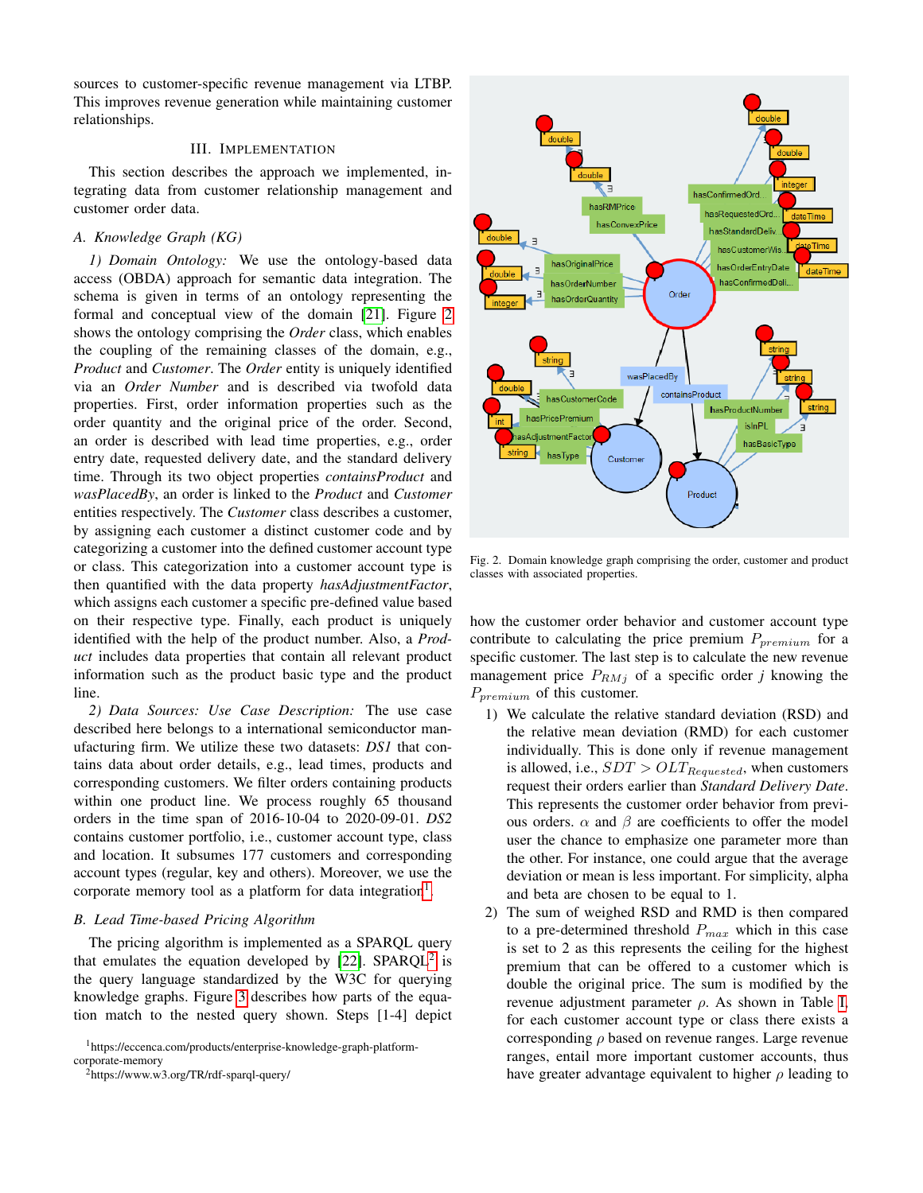sources to customer-specific revenue management via LTBP. This improves revenue generation while maintaining customer relationships.

## III. Implementation

This section describes the approach we implemented, integrating data from customer relationship management and customer order data.

### A. Knowledge Graph (KG)

*1) Domain Ontology:* We use the ontology-based data access (OBDA) approach for semantic data integration. The schema is given in terms of an ontology representing the formal and conceptual view of the domain [21]. Figure 2 shows the ontology comprising the *Order* class, which enables the coupling of the remaining classes of the domain, e.g., *Product* and *Customer*. The *Order* entity is uniquely identified via an *Order Number* and is described via twofold data properties. First, order information properties such as the order quantity and the original price of the order. Second, an order is described with lead time properties, e.g., order entry date, requested delivery date, and the standard delivery time. Through its two object properties *containsProduct* and *wasPlacedBy*, an order is linked to the *Product* and *Customer* entities respectively. The *Customer* class describes a customer, by assigning each customer a distinct customer code and by categorizing a customer into the defined customer account type or class. This categorization into a customer account type is then quantified with the data property *hasAdjustmentFactor*, which assigns each customer a specific pre-defined value based on their respective type. Finally, each product is uniquely identified with the help of the product number. Also, a *Product* includes data properties that contain all relevant product information such as the product basic type and the product line.

*2) Data Sources: Use Case Description:* The use case described here belongs to a international semiconductor manufacturing firm. We utilize these two datasets: *DS1* that contains data about order details, e.g., lead times, products and corresponding customers. We filter orders containing products within one product line. We process roughly 65 thousand orders in the time span of 2016-10-04 to 2020-09-01. *DS2* contains customer portfolio, i.e., customer account type, class and location. It subsumes 177 customers and corresponding account types (regular, key and others). Moreover, we use the corporate memory tool as a platform for data integration[1].

### B. Lead Time-based Pricing Algorithm

The pricing algorithm is implemented as a SPARQL query that emulates the equation developed by [22]. SPARQL[2] is the query language standardized by the W3C for querying knowledge graphs. Figure 3 describes how parts of the equation match to the nested query shown. Steps [1-4] depict how the customer order behavior and customer account type contribute to calculating the price premium $P_{premium}$ for a specific customer. The last step is to calculate the new revenue management price $P_{RMj}$ of a specific order $j$ knowing the $P_{premium}$ of this customer.

Fig. 2. Domain knowledge graph comprising the order, customer and product classes with associated properties.

1) We calculate the relative standard deviation (RSD) and the relative mean deviation (RMD) for each customer individually. This is done only if revenue management is allowed, i.e., $SDT > OLT_{Requested}$, when customers request their orders earlier than *Standard Delivery Date*. This represents the customer order behavior from previous orders. $\alpha$ and $\beta$ are coefficients to offer the model user the chance to emphasize one parameter more than the other. For instance, one could argue that the average deviation or mean is less important. For simplicity, alpha and beta are chosen to be equal to 1.
2) The sum of weighed RSD and RMD is then compared to a pre-determined threshold $P_{max}$ which in this case is set to 2 as this represents the ceiling for the highest premium that can be offered to a customer which is double the original price. The sum is modified by the revenue adjustment parameter $\rho$. As shown in Table I, for each customer account type or class there exists a corresponding $\rho$ based on revenue ranges. Large revenue ranges, entail more important customer accounts, thus have greater advantage equivalent to higher $\rho$ leading to

[1] https://eccenca.com/products/enterprise-knowledge-graph-platform-corporate-memory

[2] https://www.w3.org/TR/rdf-sparql-query/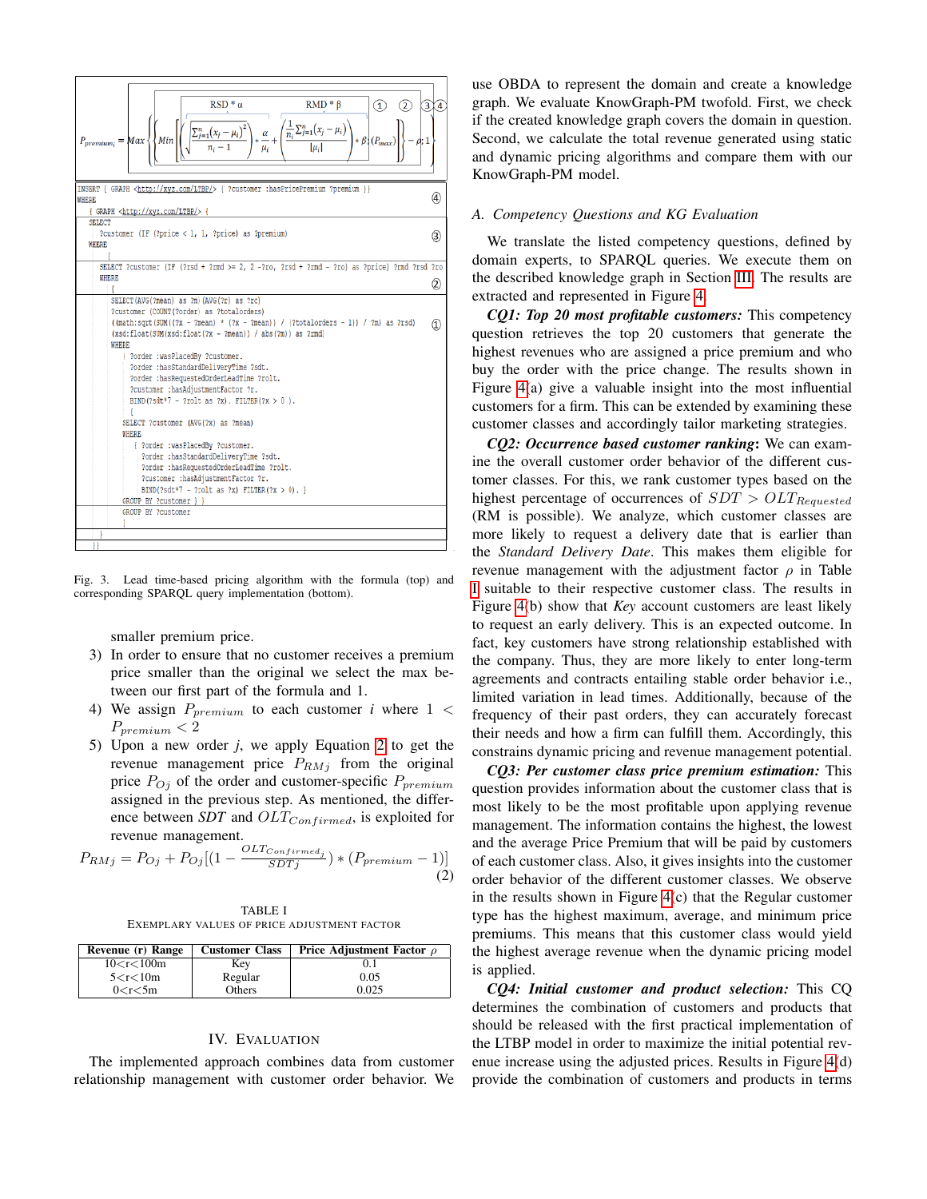$$P_{premium_i} = Max\left\{\left\{Min\left[\left(\sqrt{\frac{\sum_{j=1}^{n}(x_j-\mu_i)^2}{n_i-1}} * \frac{\alpha}{\mu_i} + \frac{\left(\frac{1}{n_i}\sum_{j=1}^{n}(x_j-\mu_i)\right)}{|\mu_i|} * \beta ; (P_{max})\right]\right\} - \rho ; 1\right\}$$

```
INSERT { GRAPH <http://xyz.com/LTBP/> { ?customer :hasPricePremium ?premium }}
WHERE                                                                                          ④
  { GRAPH <http://xyz.com/LTBP/> {
    SELECT
      ?customer (IF (?price < 1, 1, ?price) as ?premium)                                       ③
    WHERE
      {
      SELECT ?customer (IF (?rsd + ?rmd >= 2, 2 -?ro, ?rsd + ?rmd - ?ro) as ?price) ?rmd ?rsd ?ro
      WHERE                                                                                    ②
        {
        SELECT(AVG(?mean) as ?m)(AVG(?r) as ?rc)
        ?customer (COUNT(?order) as ?totalorders)
        ((math:sqrt(SUM((?x - ?mean) * (?x - ?mean)) / (?totalorders - 1)) / ?m) as ?rsd)     ①
        (xsd:float(SUM(xsd:float(?x - ?mean)) / abs(?m)) as ?rmd)
        WHERE
          { ?order :wasPlacedBy ?customer.
            ?order :hasStandardDeliveryTime ?sdt.
            ?order :hasRequestedOrderLeadTime ?rolt.
            ?customer :hasAdjustmentFactor ?r.
            BIND(?sdt*7 - ?rolt as ?x). FILTER(?x > 0 ).
            {
            SELECT ?customer (AVG(?x) as ?mean)
            WHERE
              { ?order :wasPlacedBy ?customer.
                ?order :hasStandardDeliveryTime ?sdt.
                ?order :hasRequestedOrderLeadTime ?rolt.
                ?customer :hasAdjustmentFactor ?r.
                BIND(?sdt*7 - ?rolt as ?x) FILTER(?x > 0). }
            GROUP BY ?customer } }
        GROUP BY ?customer
        }
      }
  }}
```

Fig. 3. Lead time-based pricing algorithm with the formula (top) and corresponding SPARQL query implementation (bottom).

smaller premium price.

3) In order to ensure that no customer receives a premium price smaller than the original we select the max between our first part of the formula and 1.
4) We assign $P_{premium}$ to each customer $i$ where $1 < P_{premium} < 2$
5) Upon a new order $j$, we apply Equation 2 to get the revenue management price $P_{RMj}$ from the original price $P_{Oj}$ of the order and customer-specific $P_{premium}$ assigned in the previous step. As mentioned, the difference between *SDT* and $OLT_{Confirmed}$, is exploited for revenue management.

$$P_{RMj} = P_{Oj} + P_{Oj}[(1 - \frac{OLT_{Confirmed_j}}{SDT_j}) * (P_{premium} - 1)] \quad (2)$$

TABLE I
EXEMPLARY VALUES OF PRICE ADJUSTMENT FACTOR

| Revenue (r) Range | Customer Class | Price Adjustment Factor $\rho$ |
|---|---|---|
| 10<r<100m | Key | 0.1 |
| 5<r<10m | Regular | 0.05 |
| 0<r<5m | Others | 0.025 |

## IV. Evaluation

The implemented approach combines data from customer relationship management with customer order behavior. We use OBDA to represent the domain and create a knowledge graph. We evaluate KnowGraph-PM twofold. First, we check if the created knowledge graph covers the domain in question. Second, we calculate the total revenue generated using static and dynamic pricing algorithms and compare them with our KnowGraph-PM model.

### A. Competency Questions and KG Evaluation

We translate the listed competency questions, defined by domain experts, to SPARQL queries. We execute them on the described knowledge graph in Section III. The results are extracted and represented in Figure 4.

***CQ1: Top 20 most profitable customers:*** This competency question retrieves the top 20 customers that generate the highest revenues who are assigned a price premium and who buy the order with the price change. The results shown in Figure 4(a) give a valuable insight into the most influential customers for a firm. This can be extended by examining these customer classes and accordingly tailor marketing strategies.

***CQ2: Occurrence based customer ranking*:** We can examine the overall customer order behavior of the different customer classes. For this, we rank customer types based on the highest percentage of occurrences of $SDT > OLT_{Requested}$ (RM is possible). We analyze, which customer classes are more likely to request a delivery date that is earlier than the *Standard Delivery Date*. This makes them eligible for revenue management with the adjustment factor $\rho$ in Table I suitable to their respective customer class. The results in Figure 4(b) show that *Key* account customers are least likely to request an early delivery. This is an expected outcome. In fact, key customers have strong relationship established with the company. Thus, they are more likely to enter long-term agreements and contracts entailing stable order behavior i.e., limited variation in lead times. Additionally, because of the frequency of their past orders, they can accurately forecast their needs and how a firm can fulfill them. Accordingly, this constrains dynamic pricing and revenue management potential.

***CQ3: Per customer class price premium estimation:*** This question provides information about the customer class that is most likely to be the most profitable upon applying revenue management. The information contains the highest, the lowest and the average Price Premium that will be paid by customers of each customer class. Also, it gives insights into the customer order behavior of the different customer classes. We observe in the results shown in Figure 4(c) that the Regular customer type has the highest maximum, average, and minimum price premiums. This means that this customer class would yield the highest average revenue when the dynamic pricing model is applied.

***CQ4: Initial customer and product selection:*** This CQ determines the combination of customers and products that should be released with the first practical implementation of the LTBP model in order to maximize the initial potential revenue increase using the adjusted prices. Results in Figure 4(d) provide the combination of customers and products in terms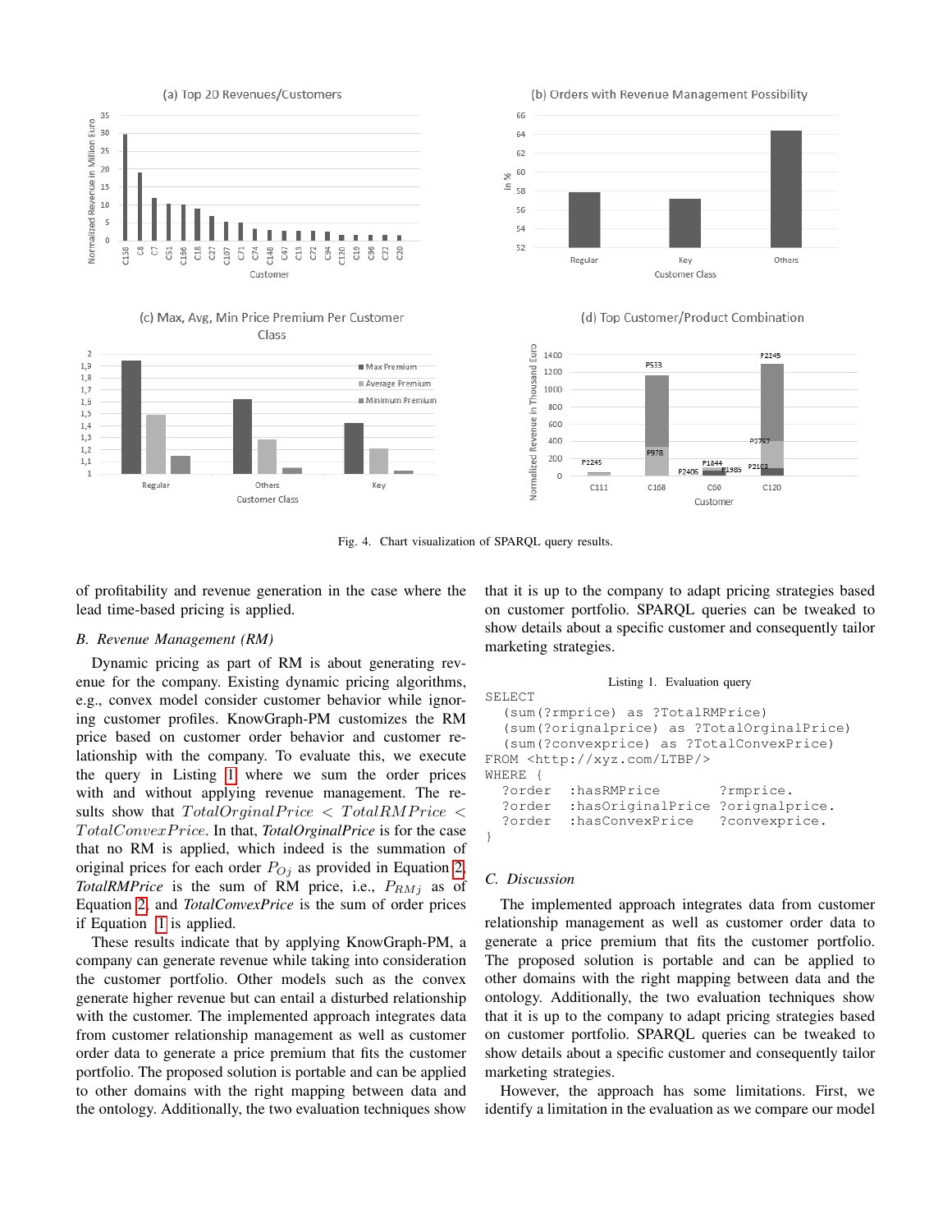Fig. 4. Chart visualization of SPARQL query results.

of profitability and revenue generation in the case where the lead time-based pricing is applied.

### B. Revenue Management (RM)

Dynamic pricing as part of RM is about generating revenue for the company. Existing dynamic pricing algorithms, e.g., convex model consider customer behavior while ignoring customer profiles. KnowGraph-PM customizes the RM price based on customer order behavior and customer relationship with the company. To evaluate this, we execute the query in Listing 1 where we sum the order prices with and without applying revenue management. The results show that $TotalOrginalPrice < TotalRMPrice < TotalConvexPrice$. In that, *TotalOrginalPrice* is for the case that no RM is applied, which indeed is the summation of original prices for each order $P_{Oj}$ as provided in Equation 2, *TotalRMPrice* is the sum of RM price, i.e., $P_{RMj}$ as of Equation 2, and *TotalConvexPrice* is the sum of order prices if Equation 1 is applied.

These results indicate that by applying KnowGraph-PM, a company can generate revenue while taking into consideration the customer portfolio. Other models such as the convex generate higher revenue but can entail a disturbed relationship with the customer. The implemented approach integrates data from customer relationship management as well as customer order data to generate a price premium that fits the customer portfolio. The proposed solution is portable and can be applied to other domains with the right mapping between data and the ontology. Additionally, the two evaluation techniques show that it is up to the company to adapt pricing strategies based on customer portfolio. SPARQL queries can be tweaked to show details about a specific customer and consequently tailor marketing strategies.

Listing 1. Evaluation query

```
SELECT
  (sum(?rmprice) as ?TotalRMPrice)
  (sum(?orignalprice) as ?TotalOrginalPrice)
  (sum(?convexprice) as ?TotalConvexPrice)
FROM <http://xyz.com/LTBP/>
WHERE {
  ?order  :hasRMPrice        ?rmprice.
  ?order  :hasOriginalPrice ?orignalprice.
  ?order  :hasConvexPrice    ?convexprice.
}
```

### C. Discussion

The implemented approach integrates data from customer relationship management as well as customer order data to generate a price premium that fits the customer portfolio. The proposed solution is portable and can be applied to other domains with the right mapping between data and the ontology. Additionally, the two evaluation techniques show that it is up to the company to adapt pricing strategies based on customer portfolio. SPARQL queries can be tweaked to show details about a specific customer and consequently tailor marketing strategies.

However, the approach has some limitations. First, we identify a limitation in the evaluation as we compare our model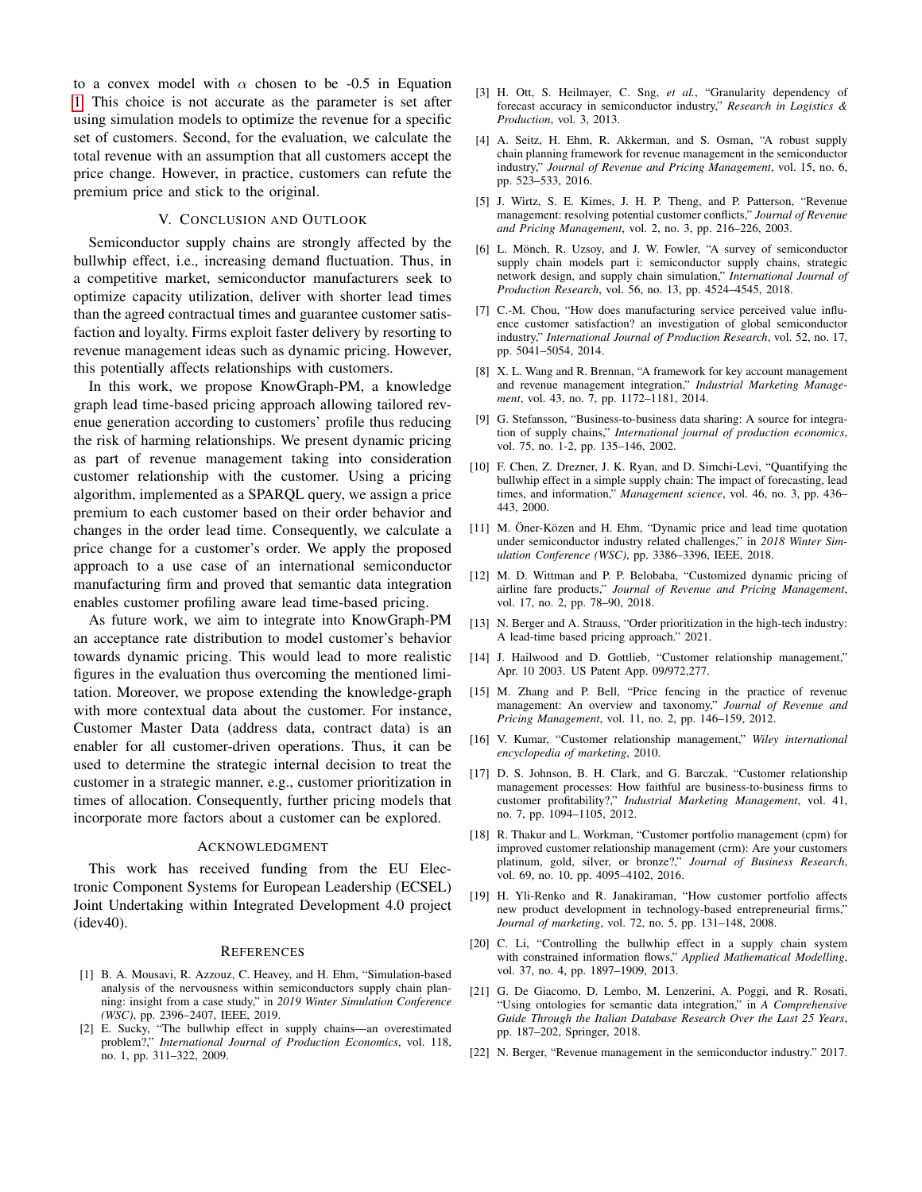to a convex model with $\alpha$ chosen to be -0.5 in Equation 1. This choice is not accurate as the parameter is set after using simulation models to optimize the revenue for a specific set of customers. Second, for the evaluation, we calculate the total revenue with an assumption that all customers accept the price change. However, in practice, customers can refute the premium price and stick to the original.

## V. Conclusion and Outlook

Semiconductor supply chains are strongly affected by the bullwhip effect, i.e., increasing demand fluctuation. Thus, in a competitive market, semiconductor manufacturers seek to optimize capacity utilization, deliver with shorter lead times than the agreed contractual times and guarantee customer satisfaction and loyalty. Firms exploit faster delivery by resorting to revenue management ideas such as dynamic pricing. However, this potentially affects relationships with customers.

In this work, we propose KnowGraph-PM, a knowledge graph lead time-based pricing approach allowing tailored revenue generation according to customers' profile thus reducing the risk of harming relationships. We present dynamic pricing as part of revenue management taking into consideration customer relationship with the customer. Using a pricing algorithm, implemented as a SPARQL query, we assign a price premium to each customer based on their order behavior and changes in the order lead time. Consequently, we calculate a price change for a customer's order. We apply the proposed approach to a use case of an international semiconductor manufacturing firm and proved that semantic data integration enables customer profiling aware lead time-based pricing.

As future work, we aim to integrate into KnowGraph-PM an acceptance rate distribution to model customer's behavior towards dynamic pricing. This would lead to more realistic figures in the evaluation thus overcoming the mentioned limitation. Moreover, we propose extending the knowledge-graph with more contextual data about the customer. For instance, Customer Master Data (address data, contract data) is an enabler for all customer-driven operations. Thus, it can be used to determine the strategic internal decision to treat the customer in a strategic manner, e.g., customer prioritization in times of allocation. Consequently, further pricing models that incorporate more factors about a customer can be explored.

## Acknowledgment

This work has received funding from the EU Electronic Component Systems for European Leadership (ECSEL) Joint Undertaking within Integrated Development 4.0 project (idev40).

## References

[1] B. A. Mousavi, R. Azzouz, C. Heavey, and H. Ehm, "Simulation-based analysis of the nervousness within semiconductors supply chain planning: insight from a case study," in *2019 Winter Simulation Conference (WSC)*, pp. 2396–2407, IEEE, 2019.

[2] E. Sucky, "The bullwhip effect in supply chains—an overestimated problem?," *International Journal of Production Economics*, vol. 118, no. 1, pp. 311–322, 2009.

[3] H. Ott, S. Heilmayer, C. Sng, *et al.*, "Granularity dependency of forecast accuracy in semiconductor industry," *Research in Logistics & Production*, vol. 3, 2013.

[4] A. Seitz, H. Ehm, R. Akkerman, and S. Osman, "A robust supply chain planning framework for revenue management in the semiconductor industry," *Journal of Revenue and Pricing Management*, vol. 15, no. 6, pp. 523–533, 2016.

[5] J. Wirtz, S. E. Kimes, J. H. P. Theng, and P. Patterson, "Revenue management: resolving potential customer conflicts," *Journal of Revenue and Pricing Management*, vol. 2, no. 3, pp. 216–226, 2003.

[6] L. Mönch, R. Uzsoy, and J. W. Fowler, "A survey of semiconductor supply chain models part i: semiconductor supply chains, strategic network design, and supply chain simulation," *International Journal of Production Research*, vol. 56, no. 13, pp. 4524–4545, 2018.

[7] C.-M. Chou, "How does manufacturing service perceived value influence customer satisfaction? an investigation of global semiconductor industry," *International Journal of Production Research*, vol. 52, no. 17, pp. 5041–5054, 2014.

[8] X. L. Wang and R. Brennan, "A framework for key account management and revenue management integration," *Industrial Marketing Management*, vol. 43, no. 7, pp. 1172–1181, 2014.

[9] G. Stefansson, "Business-to-business data sharing: A source for integration of supply chains," *International journal of production economics*, vol. 75, no. 1-2, pp. 135–146, 2002.

[10] F. Chen, Z. Drezner, J. K. Ryan, and D. Simchi-Levi, "Quantifying the bullwhip effect in a simple supply chain: The impact of forecasting, lead times, and information," *Management science*, vol. 46, no. 3, pp. 436–443, 2000.

[11] M. Öner-Közen and H. Ehm, "Dynamic price and lead time quotation under semiconductor industry related challenges," in *2018 Winter Simulation Conference (WSC)*, pp. 3386–3396, IEEE, 2018.

[12] M. D. Wittman and P. P. Belobaba, "Customized dynamic pricing of airline fare products," *Journal of Revenue and Pricing Management*, vol. 17, no. 2, pp. 78–90, 2018.

[13] N. Berger and A. Strauss, "Order prioritization in the high-tech industry: A lead-time based pricing approach." 2021.

[14] J. Hailwood and D. Gottlieb, "Customer relationship management," Apr. 10 2003. US Patent App. 09/972,277.

[15] M. Zhang and P. Bell, "Price fencing in the practice of revenue management: An overview and taxonomy," *Journal of Revenue and Pricing Management*, vol. 11, no. 2, pp. 146–159, 2012.

[16] V. Kumar, "Customer relationship management," *Wiley international encyclopedia of marketing*, 2010.

[17] D. S. Johnson, B. H. Clark, and G. Barczak, "Customer relationship management processes: How faithful are business-to-business firms to customer profitability?," *Industrial Marketing Management*, vol. 41, no. 7, pp. 1094–1105, 2012.

[18] R. Thakur and L. Workman, "Customer portfolio management (cpm) for improved customer relationship management (crm): Are your customers platinum, gold, silver, or bronze?," *Journal of Business Research*, vol. 69, no. 10, pp. 4095–4102, 2016.

[19] H. Yli-Renko and R. Janakiraman, "How customer portfolio affects new product development in technology-based entrepreneurial firms," *Journal of marketing*, vol. 72, no. 5, pp. 131–148, 2008.

[20] C. Li, "Controlling the bullwhip effect in a supply chain system with constrained information flows," *Applied Mathematical Modelling*, vol. 37, no. 4, pp. 1897–1909, 2013.

[21] G. De Giacomo, D. Lembo, M. Lenzerini, A. Poggi, and R. Rosati, "Using ontologies for semantic data integration," in *A Comprehensive Guide Through the Italian Database Research Over the Last 25 Years*, pp. 187–202, Springer, 2018.

[22] N. Berger, "Revenue management in the semiconductor industry." 2017.